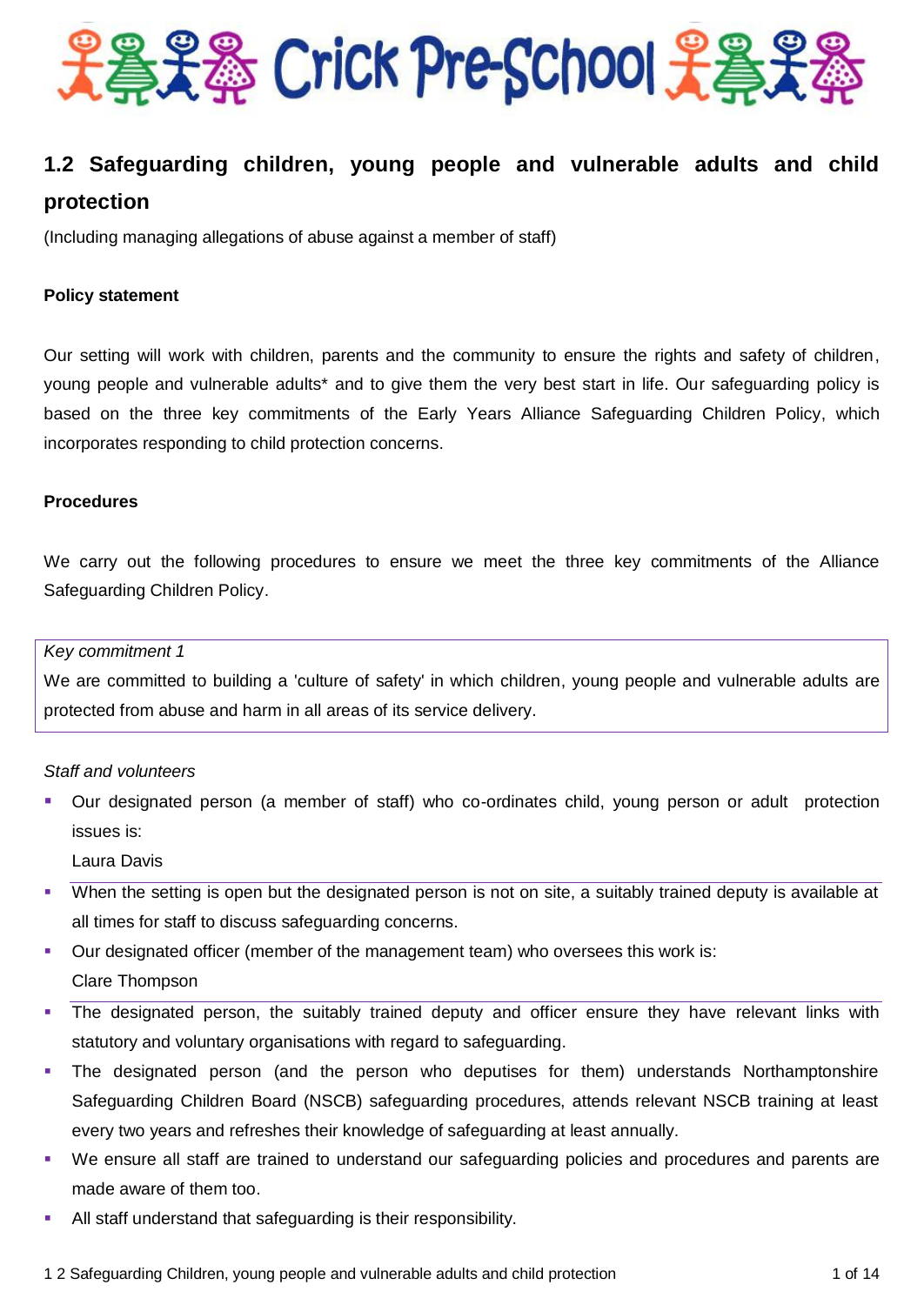# Crick Pre-School

## 1.2 Safeguarding children, young people and vulnerable adults and child protection

(Including managing allegations of abuse against a member of staff)

**Policy statement**

Our setting will work with children, parents and the community to ensure the rights and safety of children, young people and vulnerable adults* and to give them the very best start in life. Our safeguarding policy is based on the three key commitments of the Early Years Alliance Safeguarding Children Policy, which incorporates responding to child protection concerns.

**Procedures**

We carry out the following procedures to ensure we meet the three key commitments of the Alliance Safeguarding Children Policy.

*Key commitment 1*

We are committed to building a 'culture of safety' in which children, young people and vulnerable adults are protected from abuse and harm in all areas of its service delivery.

*Staff and volunteers*

- Our designated person (a member of staff) who co-ordinates child, young person or adult protection issues is:
  Laura Davis
- When the setting is open but the designated person is not on site, a suitably trained deputy is available at all times for staff to discuss safeguarding concerns.
- Our designated officer (member of the management team) who oversees this work is:
  Clare Thompson
- The designated person, the suitably trained deputy and officer ensure they have relevant links with statutory and voluntary organisations with regard to safeguarding.
- The designated person (and the person who deputises for them) understands Northamptonshire Safeguarding Children Board (NSCB) safeguarding procedures, attends relevant NSCB training at least every two years and refreshes their knowledge of safeguarding at least annually.
- We ensure all staff are trained to understand our safeguarding policies and procedures and parents are made aware of them too.
- All staff understand that safeguarding is their responsibility.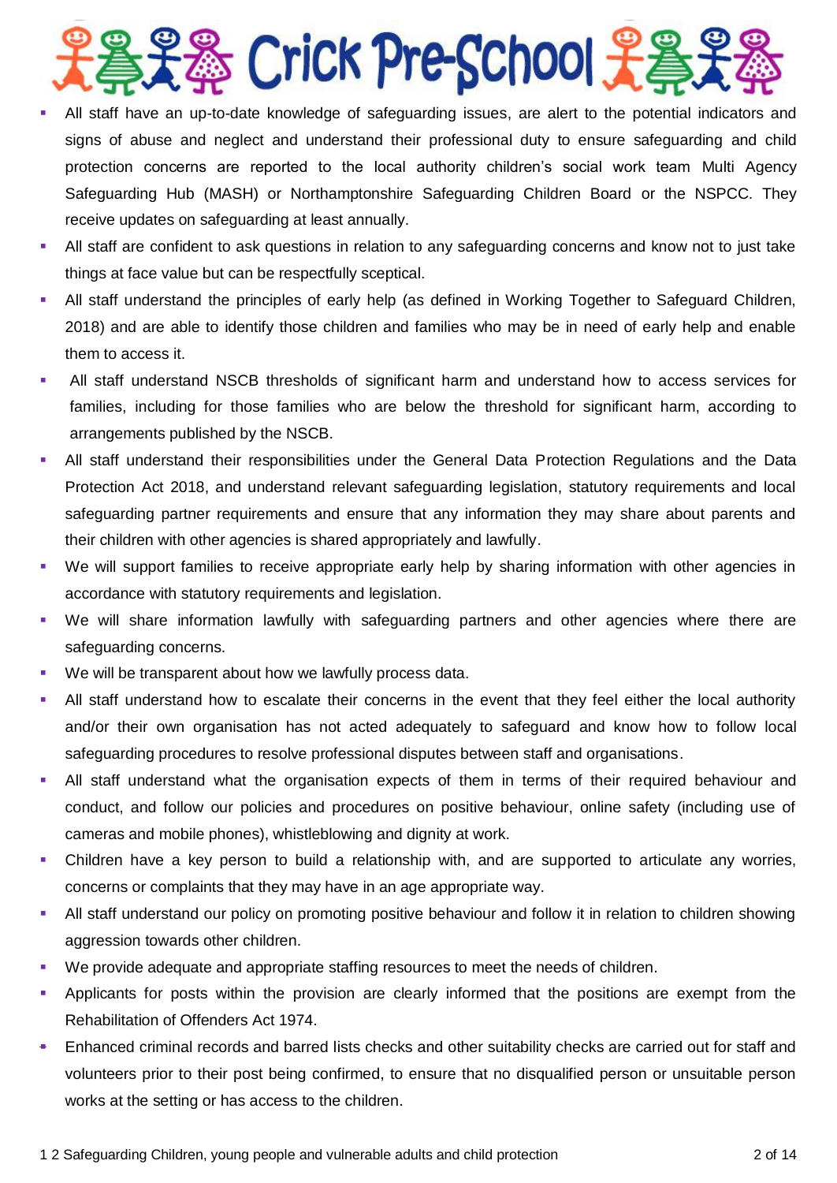- All staff have an up-to-date knowledge of safeguarding issues, are alert to the potential indicators and signs of abuse and neglect and understand their professional duty to ensure safeguarding and child protection concerns are reported to the local authority children's social work team Multi Agency Safeguarding Hub (MASH) or Northamptonshire Safeguarding Children Board or the NSPCC. They receive updates on safeguarding at least annually.
- All staff are confident to ask questions in relation to any safeguarding concerns and know not to just take things at face value but can be respectfully sceptical.
- All staff understand the principles of early help (as defined in Working Together to Safeguard Children, 2018) and are able to identify those children and families who may be in need of early help and enable them to access it.
- All staff understand NSCB thresholds of significant harm and understand how to access services for families, including for those families who are below the threshold for significant harm, according to arrangements published by the NSCB.
- All staff understand their responsibilities under the General Data Protection Regulations and the Data Protection Act 2018, and understand relevant safeguarding legislation, statutory requirements and local safeguarding partner requirements and ensure that any information they may share about parents and their children with other agencies is shared appropriately and lawfully.
- We will support families to receive appropriate early help by sharing information with other agencies in accordance with statutory requirements and legislation.
- We will share information lawfully with safeguarding partners and other agencies where there are safeguarding concerns.
- We will be transparent about how we lawfully process data.
- All staff understand how to escalate their concerns in the event that they feel either the local authority and/or their own organisation has not acted adequately to safeguard and know how to follow local safeguarding procedures to resolve professional disputes between staff and organisations.
- All staff understand what the organisation expects of them in terms of their required behaviour and conduct, and follow our policies and procedures on positive behaviour, online safety (including use of cameras and mobile phones), whistleblowing and dignity at work.
- Children have a key person to build a relationship with, and are supported to articulate any worries, concerns or complaints that they may have in an age appropriate way.
- All staff understand our policy on promoting positive behaviour and follow it in relation to children showing aggression towards other children.
- We provide adequate and appropriate staffing resources to meet the needs of children.
- Applicants for posts within the provision are clearly informed that the positions are exempt from the Rehabilitation of Offenders Act 1974.
- Enhanced criminal records and barred lists checks and other suitability checks are carried out for staff and volunteers prior to their post being confirmed, to ensure that no disqualified person or unsuitable person works at the setting or has access to the children.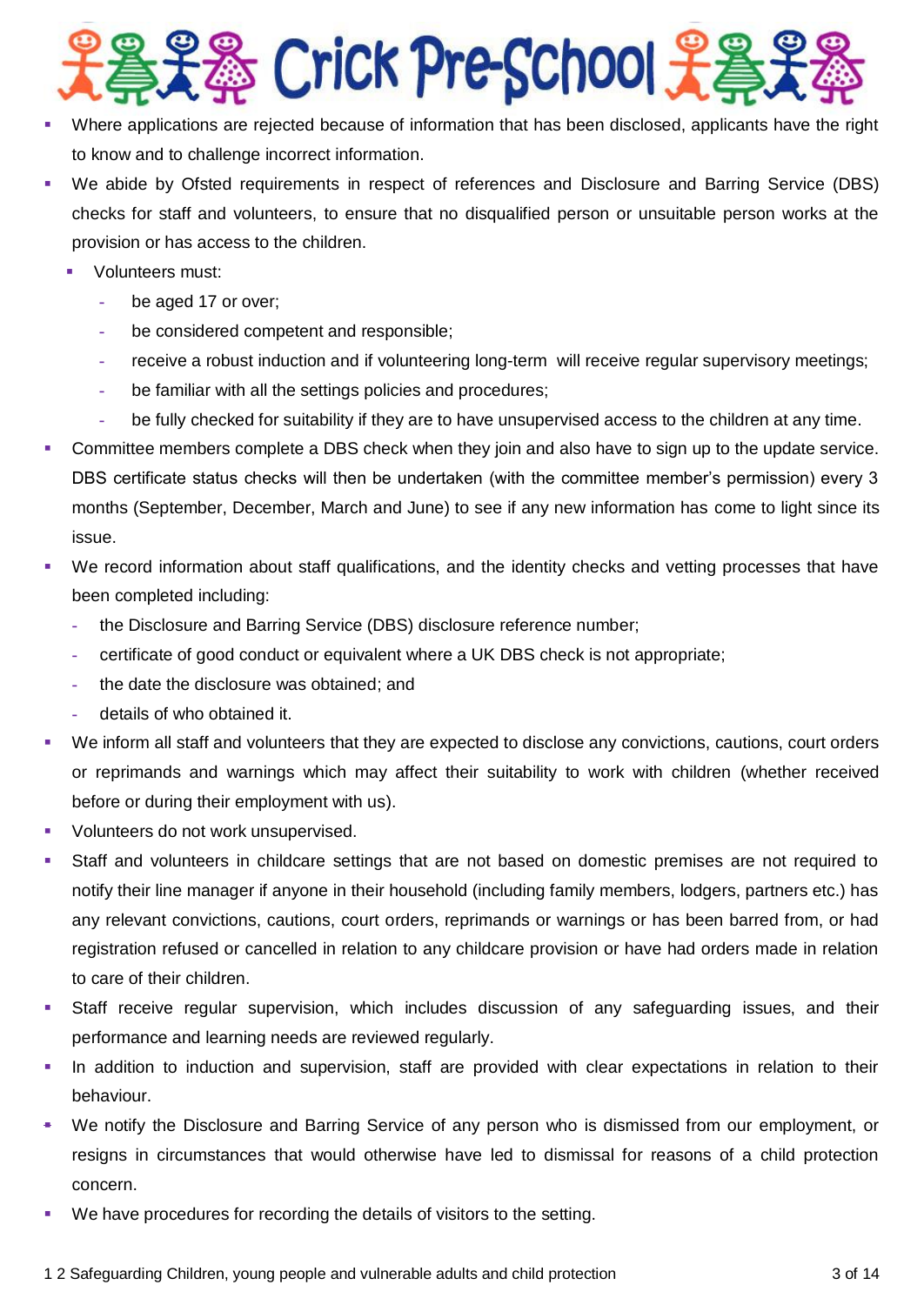- Where applications are rejected because of information that has been disclosed, applicants have the right to know and to challenge incorrect information.
- We abide by Ofsted requirements in respect of references and Disclosure and Barring Service (DBS) checks for staff and volunteers, to ensure that no disqualified person or unsuitable person works at the provision or has access to the children.
  - Volunteers must:
    - be aged 17 or over;
    - be considered competent and responsible;
    - receive a robust induction and if volunteering long-term will receive regular supervisory meetings;
    - be familiar with all the settings policies and procedures;
    - be fully checked for suitability if they are to have unsupervised access to the children at any time.
- Committee members complete a DBS check when they join and also have to sign up to the update service. DBS certificate status checks will then be undertaken (with the committee member's permission) every 3 months (September, December, March and June) to see if any new information has come to light since its issue.
- We record information about staff qualifications, and the identity checks and vetting processes that have been completed including:
  - the Disclosure and Barring Service (DBS) disclosure reference number;
  - certificate of good conduct or equivalent where a UK DBS check is not appropriate;
  - the date the disclosure was obtained; and
  - details of who obtained it.
- We inform all staff and volunteers that they are expected to disclose any convictions, cautions, court orders or reprimands and warnings which may affect their suitability to work with children (whether received before or during their employment with us).
- Volunteers do not work unsupervised.
- Staff and volunteers in childcare settings that are not based on domestic premises are not required to notify their line manager if anyone in their household (including family members, lodgers, partners etc.) has any relevant convictions, cautions, court orders, reprimands or warnings or has been barred from, or had registration refused or cancelled in relation to any childcare provision or have had orders made in relation to care of their children.
- Staff receive regular supervision, which includes discussion of any safeguarding issues, and their performance and learning needs are reviewed regularly.
- In addition to induction and supervision, staff are provided with clear expectations in relation to their behaviour.
- We notify the Disclosure and Barring Service of any person who is dismissed from our employment, or resigns in circumstances that would otherwise have led to dismissal for reasons of a child protection concern.
- We have procedures for recording the details of visitors to the setting.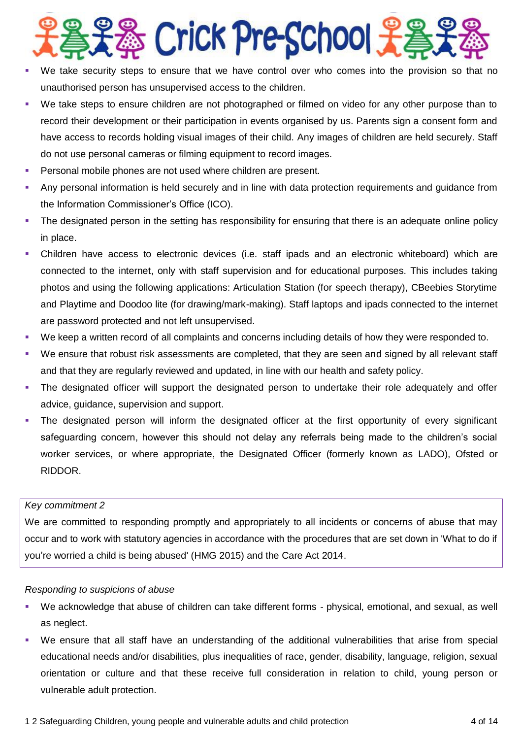- We take security steps to ensure that we have control over who comes into the provision so that no unauthorised person has unsupervised access to the children.
- We take steps to ensure children are not photographed or filmed on video for any other purpose than to record their development or their participation in events organised by us. Parents sign a consent form and have access to records holding visual images of their child. Any images of children are held securely. Staff do not use personal cameras or filming equipment to record images.
- Personal mobile phones are not used where children are present.
- Any personal information is held securely and in line with data protection requirements and guidance from the Information Commissioner's Office (ICO).
- The designated person in the setting has responsibility for ensuring that there is an adequate online policy in place.
- Children have access to electronic devices (i.e. staff ipads and an electronic whiteboard) which are connected to the internet, only with staff supervision and for educational purposes. This includes taking photos and using the following applications: Articulation Station (for speech therapy), CBeebies Storytime and Playtime and Doodoo lite (for drawing/mark-making). Staff laptops and ipads connected to the internet are password protected and not left unsupervised.
- We keep a written record of all complaints and concerns including details of how they were responded to.
- We ensure that robust risk assessments are completed, that they are seen and signed by all relevant staff and that they are regularly reviewed and updated, in line with our health and safety policy.
- The designated officer will support the designated person to undertake their role adequately and offer advice, guidance, supervision and support.
- The designated person will inform the designated officer at the first opportunity of every significant safeguarding concern, however this should not delay any referrals being made to the children's social worker services, or where appropriate, the Designated Officer (formerly known as LADO), Ofsted or RIDDOR.

*Key commitment 2*

We are committed to responding promptly and appropriately to all incidents or concerns of abuse that may occur and to work with statutory agencies in accordance with the procedures that are set down in 'What to do if you're worried a child is being abused' (HMG 2015) and the Care Act 2014.

*Responding to suspicions of abuse*

- We acknowledge that abuse of children can take different forms - physical, emotional, and sexual, as well as neglect.
- We ensure that all staff have an understanding of the additional vulnerabilities that arise from special educational needs and/or disabilities, plus inequalities of race, gender, disability, language, religion, sexual orientation or culture and that these receive full consideration in relation to child, young person or vulnerable adult protection.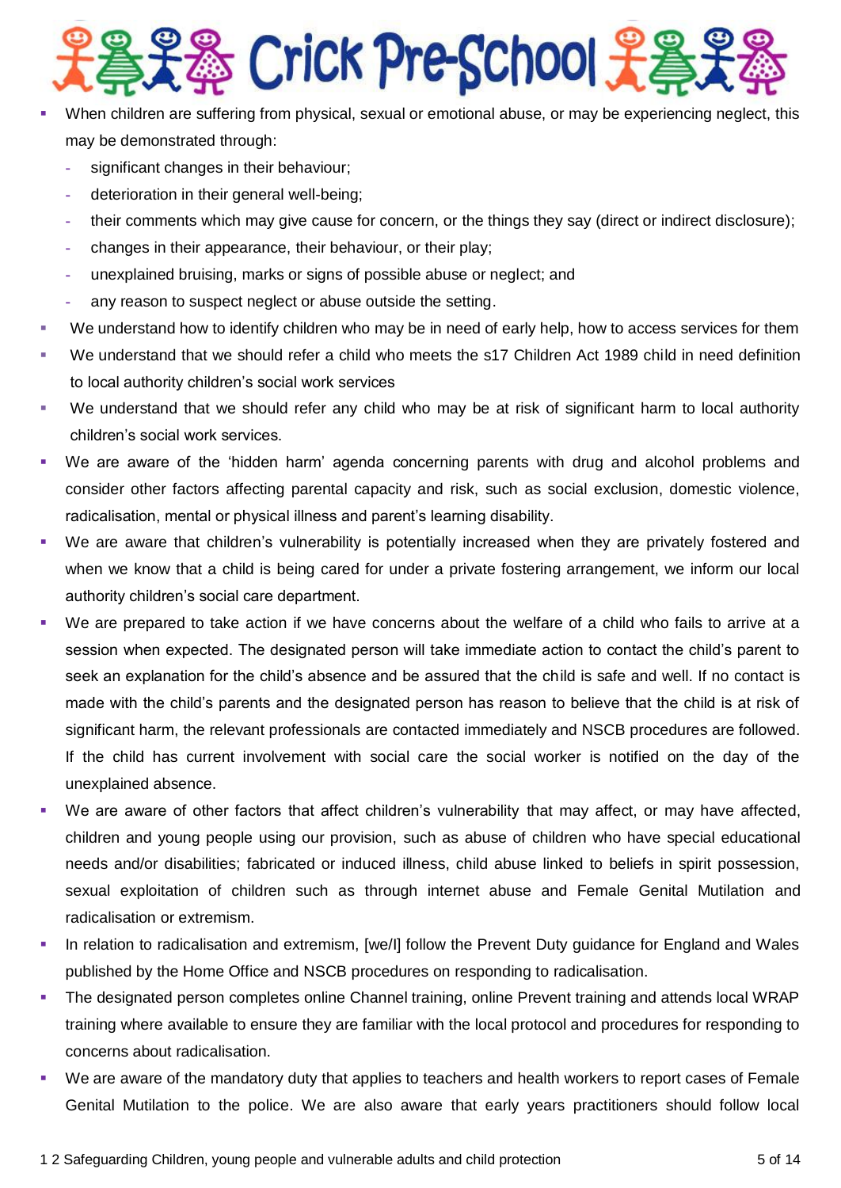- When children are suffering from physical, sexual or emotional abuse, or may be experiencing neglect, this may be demonstrated through:
  - significant changes in their behaviour;
  - deterioration in their general well-being;
  - their comments which may give cause for concern, or the things they say (direct or indirect disclosure);
  - changes in their appearance, their behaviour, or their play;
  - unexplained bruising, marks or signs of possible abuse or neglect; and
  - any reason to suspect neglect or abuse outside the setting.
- We understand how to identify children who may be in need of early help, how to access services for them
- We understand that we should refer a child who meets the s17 Children Act 1989 child in need definition to local authority children's social work services
- We understand that we should refer any child who may be at risk of significant harm to local authority children's social work services.
- We are aware of the 'hidden harm' agenda concerning parents with drug and alcohol problems and consider other factors affecting parental capacity and risk, such as social exclusion, domestic violence, radicalisation, mental or physical illness and parent's learning disability.
- We are aware that children's vulnerability is potentially increased when they are privately fostered and when we know that a child is being cared for under a private fostering arrangement, we inform our local authority children's social care department.
- We are prepared to take action if we have concerns about the welfare of a child who fails to arrive at a session when expected. The designated person will take immediate action to contact the child's parent to seek an explanation for the child's absence and be assured that the child is safe and well. If no contact is made with the child's parents and the designated person has reason to believe that the child is at risk of significant harm, the relevant professionals are contacted immediately and NSCB procedures are followed. If the child has current involvement with social care the social worker is notified on the day of the unexplained absence.
- We are aware of other factors that affect children's vulnerability that may affect, or may have affected, children and young people using our provision, such as abuse of children who have special educational needs and/or disabilities; fabricated or induced illness, child abuse linked to beliefs in spirit possession, sexual exploitation of children such as through internet abuse and Female Genital Mutilation and radicalisation or extremism.
- In relation to radicalisation and extremism, [we/I] follow the Prevent Duty guidance for England and Wales published by the Home Office and NSCB procedures on responding to radicalisation.
- The designated person completes online Channel training, online Prevent training and attends local WRAP training where available to ensure they are familiar with the local protocol and procedures for responding to concerns about radicalisation.
- We are aware of the mandatory duty that applies to teachers and health workers to report cases of Female Genital Mutilation to the police. We are also aware that early years practitioners should follow local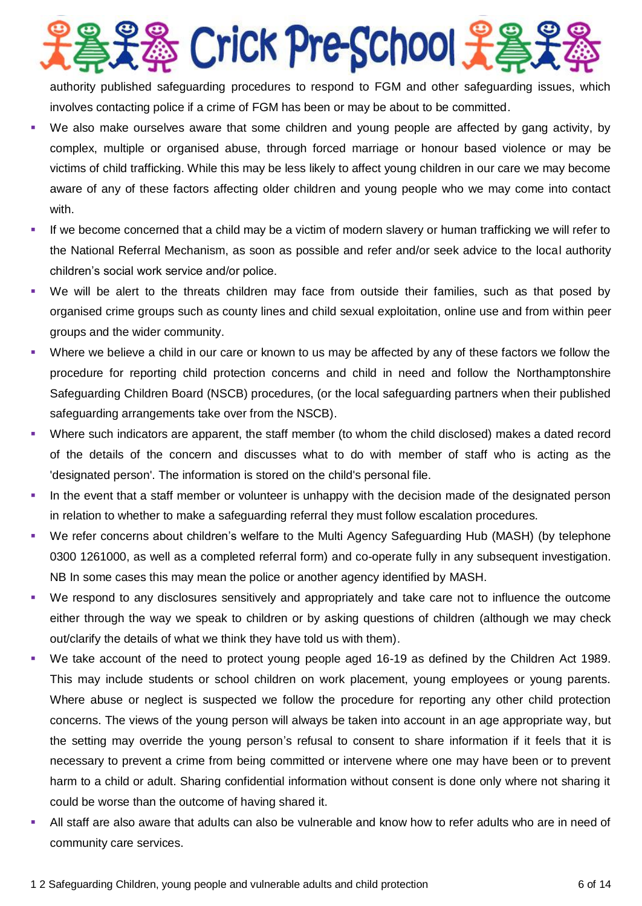authority published safeguarding procedures to respond to FGM and other safeguarding issues, which involves contacting police if a crime of FGM has been or may be about to be committed.

- We also make ourselves aware that some children and young people are affected by gang activity, by complex, multiple or organised abuse, through forced marriage or honour based violence or may be victims of child trafficking. While this may be less likely to affect young children in our care we may become aware of any of these factors affecting older children and young people who we may come into contact with.
- If we become concerned that a child may be a victim of modern slavery or human trafficking we will refer to the National Referral Mechanism, as soon as possible and refer and/or seek advice to the local authority children's social work service and/or police.
- We will be alert to the threats children may face from outside their families, such as that posed by organised crime groups such as county lines and child sexual exploitation, online use and from within peer groups and the wider community.
- Where we believe a child in our care or known to us may be affected by any of these factors we follow the procedure for reporting child protection concerns and child in need and follow the Northamptonshire Safeguarding Children Board (NSCB) procedures, (or the local safeguarding partners when their published safeguarding arrangements take over from the NSCB).
- Where such indicators are apparent, the staff member (to whom the child disclosed) makes a dated record of the details of the concern and discusses what to do with member of staff who is acting as the 'designated person'. The information is stored on the child's personal file.
- In the event that a staff member or volunteer is unhappy with the decision made of the designated person in relation to whether to make a safeguarding referral they must follow escalation procedures.
- We refer concerns about children's welfare to the Multi Agency Safeguarding Hub (MASH) (by telephone 0300 1261000, as well as a completed referral form) and co-operate fully in any subsequent investigation. NB In some cases this may mean the police or another agency identified by MASH.
- We respond to any disclosures sensitively and appropriately and take care not to influence the outcome either through the way we speak to children or by asking questions of children (although we may check out/clarify the details of what we think they have told us with them).
- We take account of the need to protect young people aged 16-19 as defined by the Children Act 1989. This may include students or school children on work placement, young employees or young parents. Where abuse or neglect is suspected we follow the procedure for reporting any other child protection concerns. The views of the young person will always be taken into account in an age appropriate way, but the setting may override the young person's refusal to consent to share information if it feels that it is necessary to prevent a crime from being committed or intervene where one may have been or to prevent harm to a child or adult. Sharing confidential information without consent is done only where not sharing it could be worse than the outcome of having shared it.
- All staff are also aware that adults can also be vulnerable and know how to refer adults who are in need of community care services.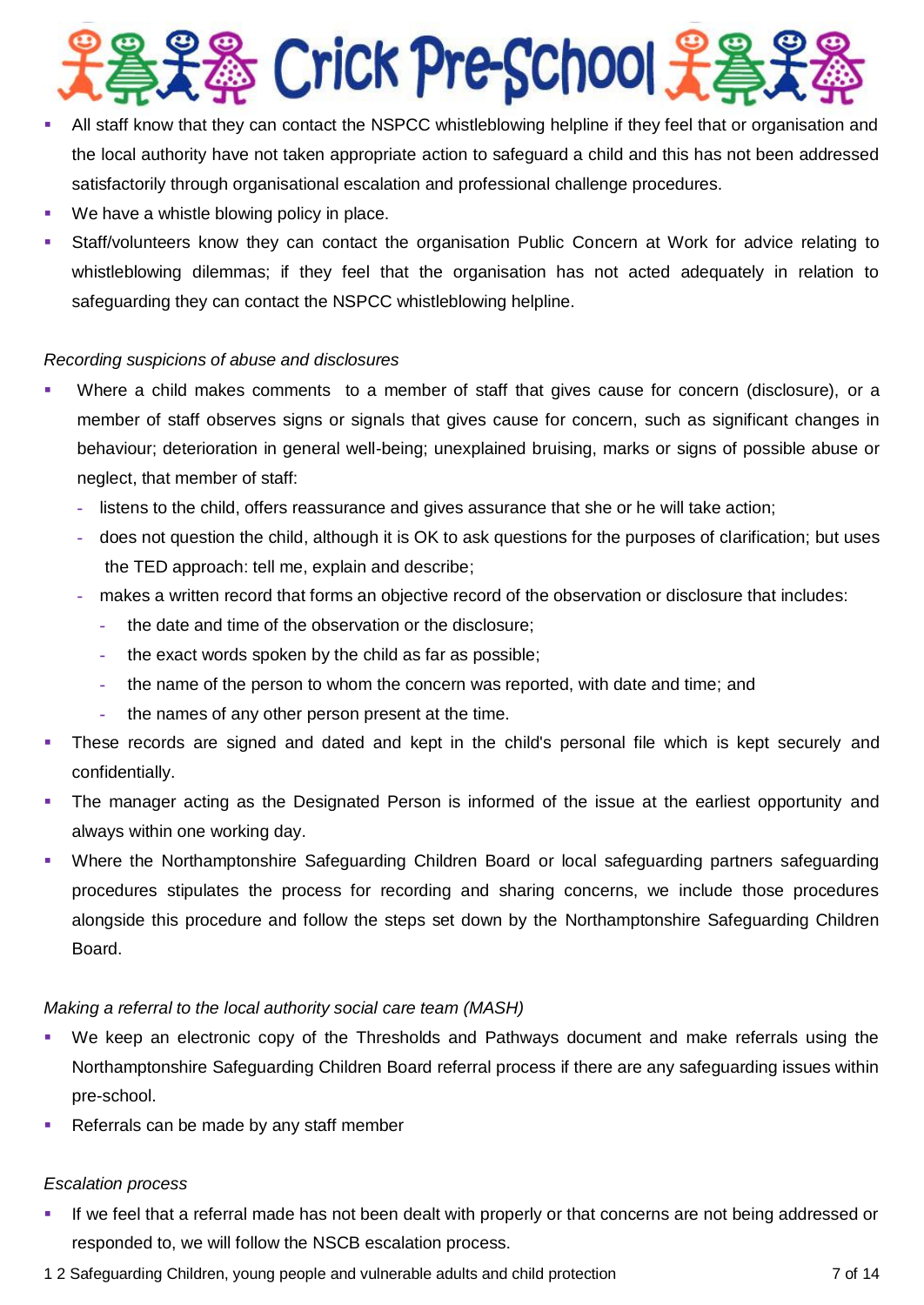- All staff know that they can contact the NSPCC whistleblowing helpline if they feel that or organisation and the local authority have not taken appropriate action to safeguard a child and this has not been addressed satisfactorily through organisational escalation and professional challenge procedures.
- We have a whistle blowing policy in place.
- Staff/volunteers know they can contact the organisation Public Concern at Work for advice relating to whistleblowing dilemmas; if they feel that the organisation has not acted adequately in relation to safeguarding they can contact the NSPCC whistleblowing helpline.

*Recording suspicions of abuse and disclosures*

- Where a child makes comments to a member of staff that gives cause for concern (disclosure), or a member of staff observes signs or signals that gives cause for concern, such as significant changes in behaviour; deterioration in general well-being; unexplained bruising, marks or signs of possible abuse or neglect, that member of staff:
  - listens to the child, offers reassurance and gives assurance that she or he will take action;
  - does not question the child, although it is OK to ask questions for the purposes of clarification; but uses the TED approach: tell me, explain and describe;
  - makes a written record that forms an objective record of the observation or disclosure that includes:
    - the date and time of the observation or the disclosure;
    - the exact words spoken by the child as far as possible;
    - the name of the person to whom the concern was reported, with date and time; and
    - the names of any other person present at the time.
- These records are signed and dated and kept in the child's personal file which is kept securely and confidentially.
- The manager acting as the Designated Person is informed of the issue at the earliest opportunity and always within one working day.
- Where the Northamptonshire Safeguarding Children Board or local safeguarding partners safeguarding procedures stipulates the process for recording and sharing concerns, we include those procedures alongside this procedure and follow the steps set down by the Northamptonshire Safeguarding Children Board.

*Making a referral to the local authority social care team (MASH)*

- We keep an electronic copy of the Thresholds and Pathways document and make referrals using the Northamptonshire Safeguarding Children Board referral process if there are any safeguarding issues within pre-school.
- Referrals can be made by any staff member

*Escalation process*

- If we feel that a referral made has not been dealt with properly or that concerns are not being addressed or responded to, we will follow the NSCB escalation process.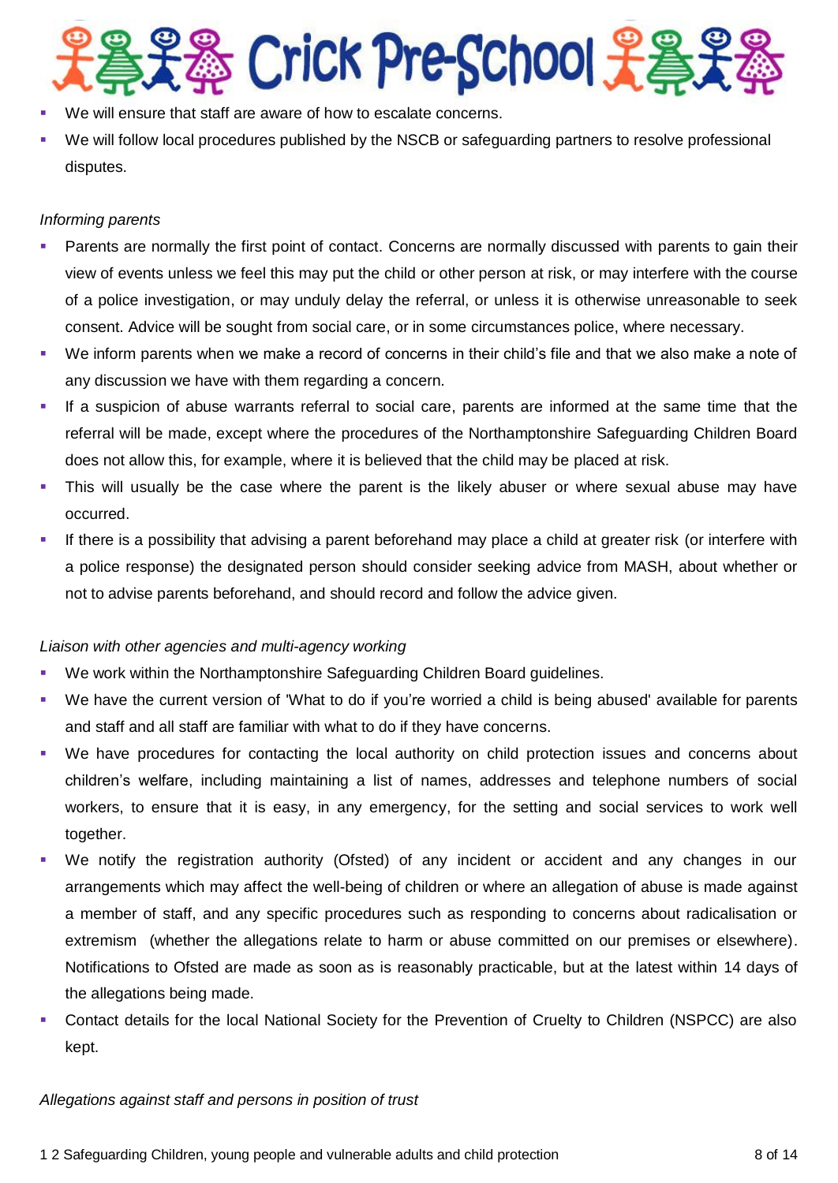- We will ensure that staff are aware of how to escalate concerns.
- We will follow local procedures published by the NSCB or safeguarding partners to resolve professional disputes.

*Informing parents*

- Parents are normally the first point of contact. Concerns are normally discussed with parents to gain their view of events unless we feel this may put the child or other person at risk, or may interfere with the course of a police investigation, or may unduly delay the referral, or unless it is otherwise unreasonable to seek consent. Advice will be sought from social care, or in some circumstances police, where necessary.
- We inform parents when we make a record of concerns in their child's file and that we also make a note of any discussion we have with them regarding a concern.
- If a suspicion of abuse warrants referral to social care, parents are informed at the same time that the referral will be made, except where the procedures of the Northamptonshire Safeguarding Children Board does not allow this, for example, where it is believed that the child may be placed at risk.
- This will usually be the case where the parent is the likely abuser or where sexual abuse may have occurred.
- If there is a possibility that advising a parent beforehand may place a child at greater risk (or interfere with a police response) the designated person should consider seeking advice from MASH, about whether or not to advise parents beforehand, and should record and follow the advice given.

*Liaison with other agencies and multi-agency working*

- We work within the Northamptonshire Safeguarding Children Board guidelines.
- We have the current version of 'What to do if you're worried a child is being abused' available for parents and staff and all staff are familiar with what to do if they have concerns.
- We have procedures for contacting the local authority on child protection issues and concerns about children's welfare, including maintaining a list of names, addresses and telephone numbers of social workers, to ensure that it is easy, in any emergency, for the setting and social services to work well together.
- We notify the registration authority (Ofsted) of any incident or accident and any changes in our arrangements which may affect the well-being of children or where an allegation of abuse is made against a member of staff, and any specific procedures such as responding to concerns about radicalisation or extremism (whether the allegations relate to harm or abuse committed on our premises or elsewhere). Notifications to Ofsted are made as soon as is reasonably practicable, but at the latest within 14 days of the allegations being made.
- Contact details for the local National Society for the Prevention of Cruelty to Children (NSPCC) are also kept.

*Allegations against staff and persons in position of trust*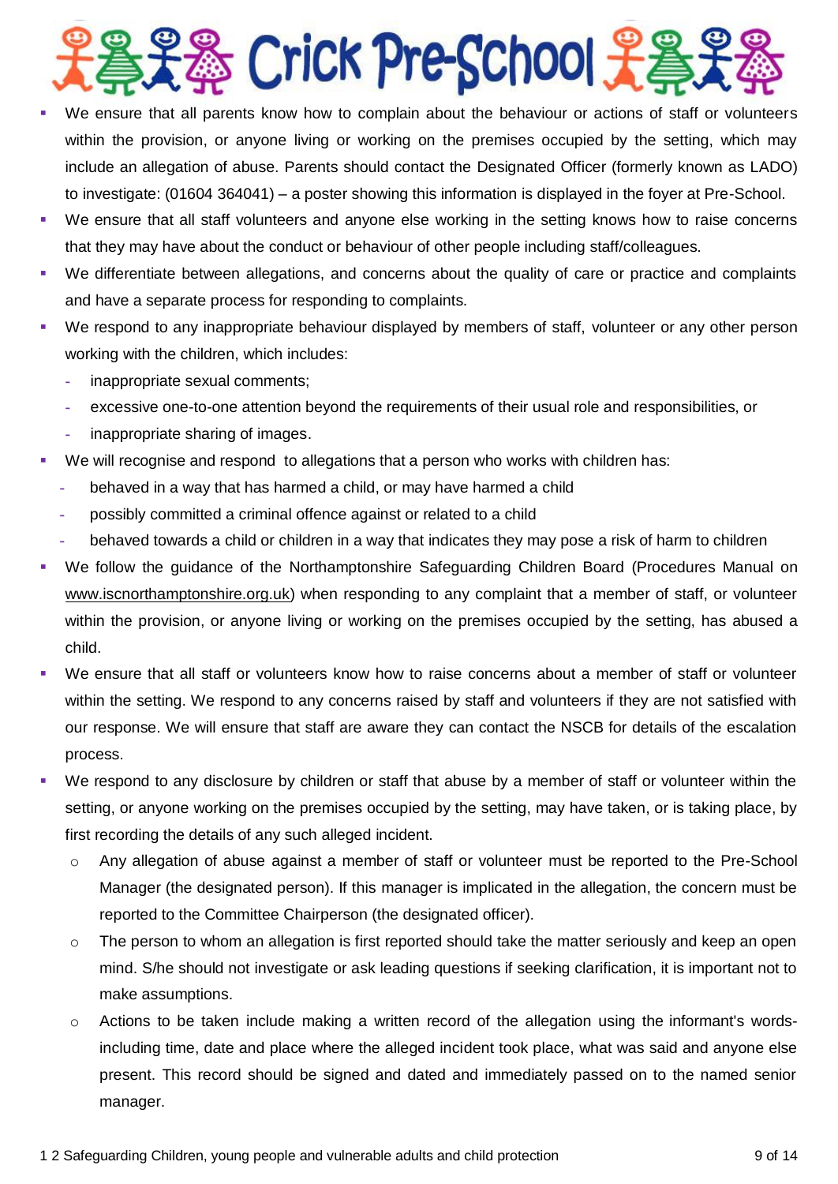- We ensure that all parents know how to complain about the behaviour or actions of staff or volunteers within the provision, or anyone living or working on the premises occupied by the setting, which may include an allegation of abuse. Parents should contact the Designated Officer (formerly known as LADO) to investigate: (01604 364041) – a poster showing this information is displayed in the foyer at Pre-School.
- We ensure that all staff volunteers and anyone else working in the setting knows how to raise concerns that they may have about the conduct or behaviour of other people including staff/colleagues.
- We differentiate between allegations, and concerns about the quality of care or practice and complaints and have a separate process for responding to complaints.
- We respond to any inappropriate behaviour displayed by members of staff, volunteer or any other person working with the children, which includes:
  - inappropriate sexual comments;
  - excessive one-to-one attention beyond the requirements of their usual role and responsibilities, or
  - inappropriate sharing of images.
- We will recognise and respond to allegations that a person who works with children has:
  - behaved in a way that has harmed a child, or may have harmed a child
  - possibly committed a criminal offence against or related to a child
  - behaved towards a child or children in a way that indicates they may pose a risk of harm to children
- We follow the guidance of the Northamptonshire Safeguarding Children Board (Procedures Manual on www.iscnorthamptonshire.org.uk) when responding to any complaint that a member of staff, or volunteer within the provision, or anyone living or working on the premises occupied by the setting, has abused a child.
- We ensure that all staff or volunteers know how to raise concerns about a member of staff or volunteer within the setting. We respond to any concerns raised by staff and volunteers if they are not satisfied with our response. We will ensure that staff are aware they can contact the NSCB for details of the escalation process.
- We respond to any disclosure by children or staff that abuse by a member of staff or volunteer within the setting, or anyone working on the premises occupied by the setting, may have taken, or is taking place, by first recording the details of any such alleged incident.
  - Any allegation of abuse against a member of staff or volunteer must be reported to the Pre-School Manager (the designated person). If this manager is implicated in the allegation, the concern must be reported to the Committee Chairperson (the designated officer).
  - The person to whom an allegation is first reported should take the matter seriously and keep an open mind. S/he should not investigate or ask leading questions if seeking clarification, it is important not to make assumptions.
  - Actions to be taken include making a written record of the allegation using the informant's words-including time, date and place where the alleged incident took place, what was said and anyone else present. This record should be signed and dated and immediately passed on to the named senior manager.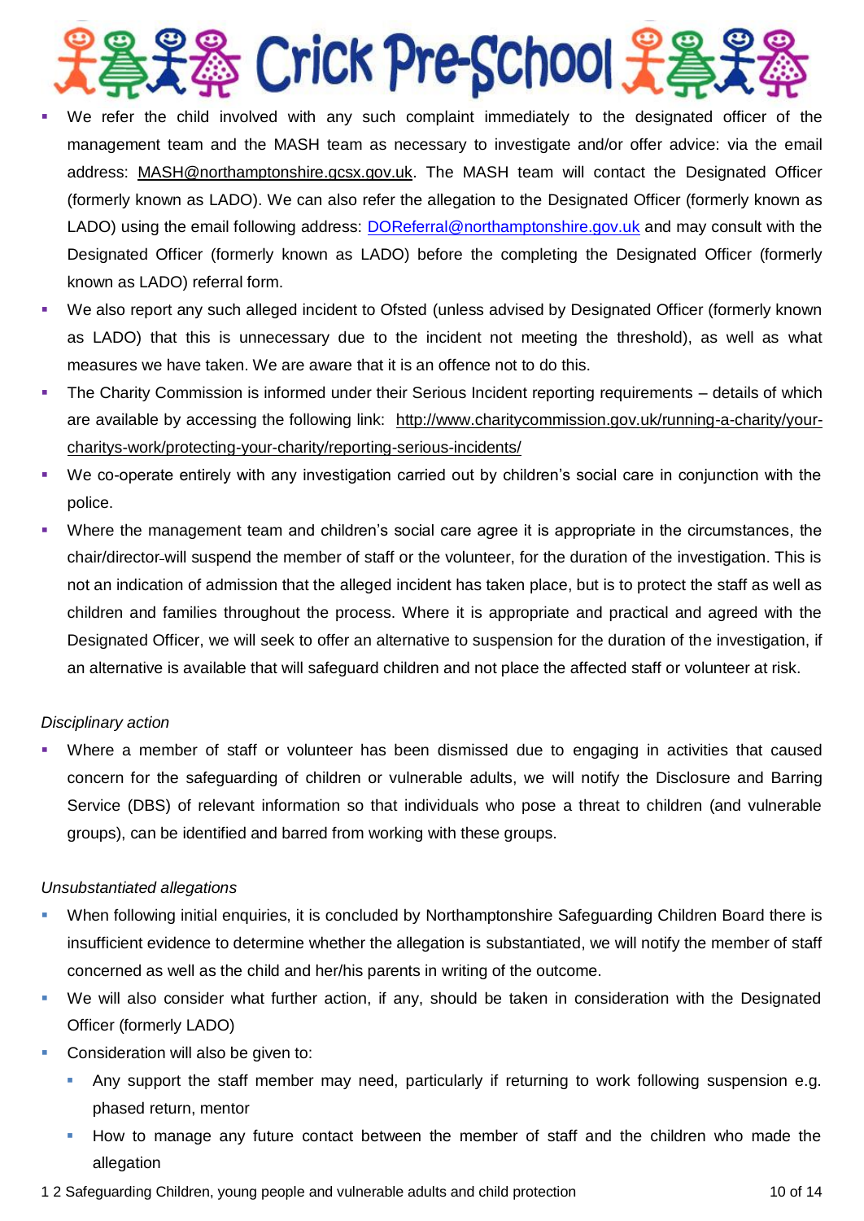- We refer the child involved with any such complaint immediately to the designated officer of the management team and the MASH team as necessary to investigate and/or offer advice: via the email address: MASH@northamptonshire.gcsx.gov.uk. The MASH team will contact the Designated Officer (formerly known as LADO). We can also refer the allegation to the Designated Officer (formerly known as LADO) using the email following address: DOReferral@northamptonshire.gov.uk and may consult with the Designated Officer (formerly known as LADO) before the completing the Designated Officer (formerly known as LADO) referral form.
- We also report any such alleged incident to Ofsted (unless advised by Designated Officer (formerly known as LADO) that this is unnecessary due to the incident not meeting the threshold), as well as what measures we have taken. We are aware that it is an offence not to do this.
- The Charity Commission is informed under their Serious Incident reporting requirements – details of which are available by accessing the following link: http://www.charitycommission.gov.uk/running-a-charity/your-charitys-work/protecting-your-charity/reporting-serious-incidents/
- We co-operate entirely with any investigation carried out by children's social care in conjunction with the police.
- Where the management team and children's social care agree it is appropriate in the circumstances, the chair/director will suspend the member of staff or the volunteer, for the duration of the investigation. This is not an indication of admission that the alleged incident has taken place, but is to protect the staff as well as children and families throughout the process. Where it is appropriate and practical and agreed with the Designated Officer, we will seek to offer an alternative to suspension for the duration of the investigation, if an alternative is available that will safeguard children and not place the affected staff or volunteer at risk.

*Disciplinary action*

- Where a member of staff or volunteer has been dismissed due to engaging in activities that caused concern for the safeguarding of children or vulnerable adults, we will notify the Disclosure and Barring Service (DBS) of relevant information so that individuals who pose a threat to children (and vulnerable groups), can be identified and barred from working with these groups.

*Unsubstantiated allegations*

- When following initial enquiries, it is concluded by Northamptonshire Safeguarding Children Board there is insufficient evidence to determine whether the allegation is substantiated, we will notify the member of staff concerned as well as the child and her/his parents in writing of the outcome.
- We will also consider what further action, if any, should be taken in consideration with the Designated Officer (formerly LADO)
- Consideration will also be given to:
  - Any support the staff member may need, particularly if returning to work following suspension e.g. phased return, mentor
  - How to manage any future contact between the member of staff and the children who made the allegation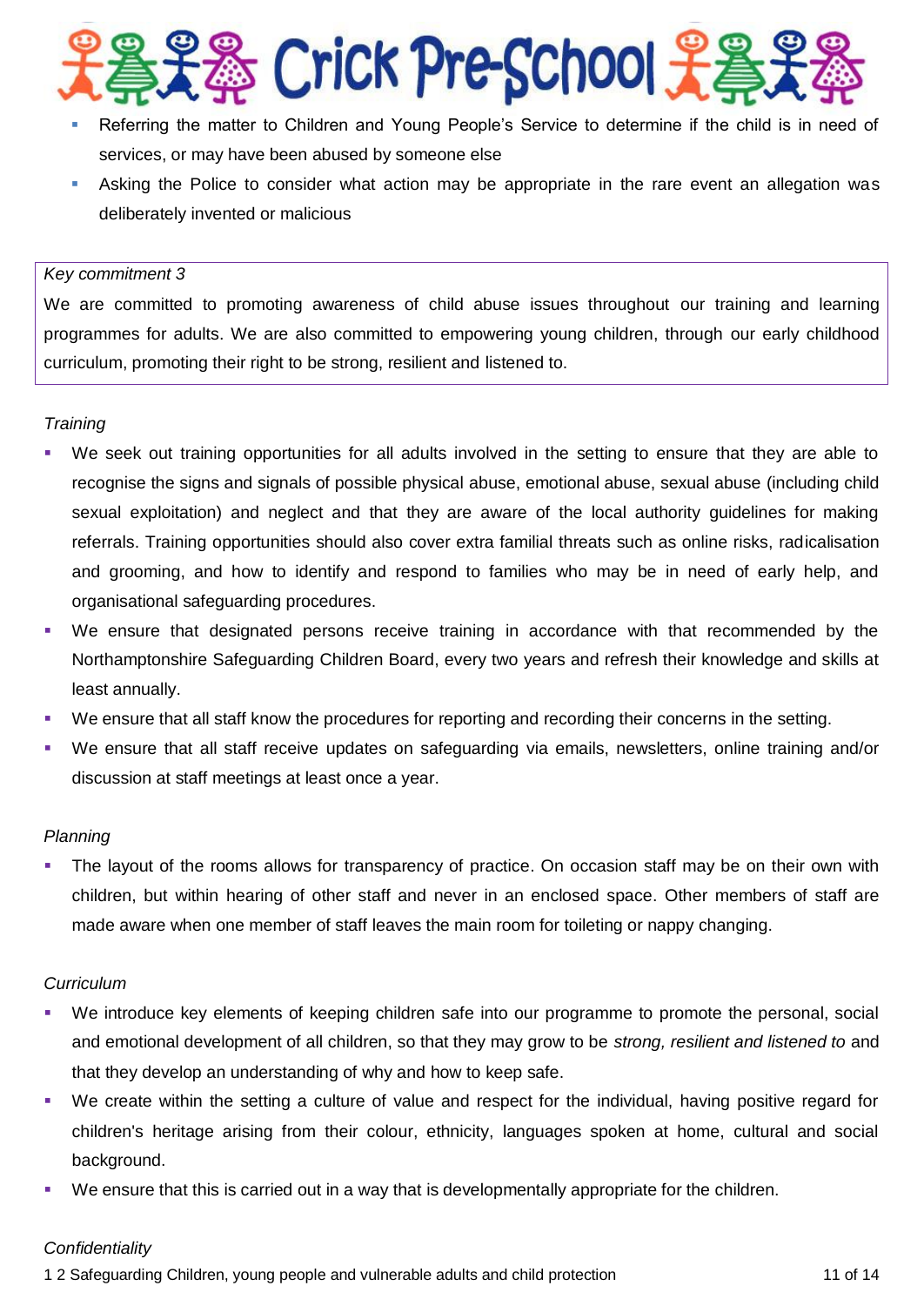- Referring the matter to Children and Young People's Service to determine if the child is in need of services, or may have been abused by someone else
- Asking the Police to consider what action may be appropriate in the rare event an allegation was deliberately invented or malicious

*Key commitment 3*

We are committed to promoting awareness of child abuse issues throughout our training and learning programmes for adults. We are also committed to empowering young children, through our early childhood curriculum, promoting their right to be strong, resilient and listened to.

*Training*

- We seek out training opportunities for all adults involved in the setting to ensure that they are able to recognise the signs and signals of possible physical abuse, emotional abuse, sexual abuse (including child sexual exploitation) and neglect and that they are aware of the local authority guidelines for making referrals. Training opportunities should also cover extra familial threats such as online risks, radicalisation and grooming, and how to identify and respond to families who may be in need of early help, and organisational safeguarding procedures.
- We ensure that designated persons receive training in accordance with that recommended by the Northamptonshire Safeguarding Children Board, every two years and refresh their knowledge and skills at least annually.
- We ensure that all staff know the procedures for reporting and recording their concerns in the setting.
- We ensure that all staff receive updates on safeguarding via emails, newsletters, online training and/or discussion at staff meetings at least once a year.

*Planning*

- The layout of the rooms allows for transparency of practice. On occasion staff may be on their own with children, but within hearing of other staff and never in an enclosed space. Other members of staff are made aware when one member of staff leaves the main room for toileting or nappy changing.

*Curriculum*

- We introduce key elements of keeping children safe into our programme to promote the personal, social and emotional development of all children, so that they may grow to be *strong, resilient and listened to* and that they develop an understanding of why and how to keep safe.
- We create within the setting a culture of value and respect for the individual, having positive regard for children's heritage arising from their colour, ethnicity, languages spoken at home, cultural and social background.
- We ensure that this is carried out in a way that is developmentally appropriate for the children.

*Confidentiality*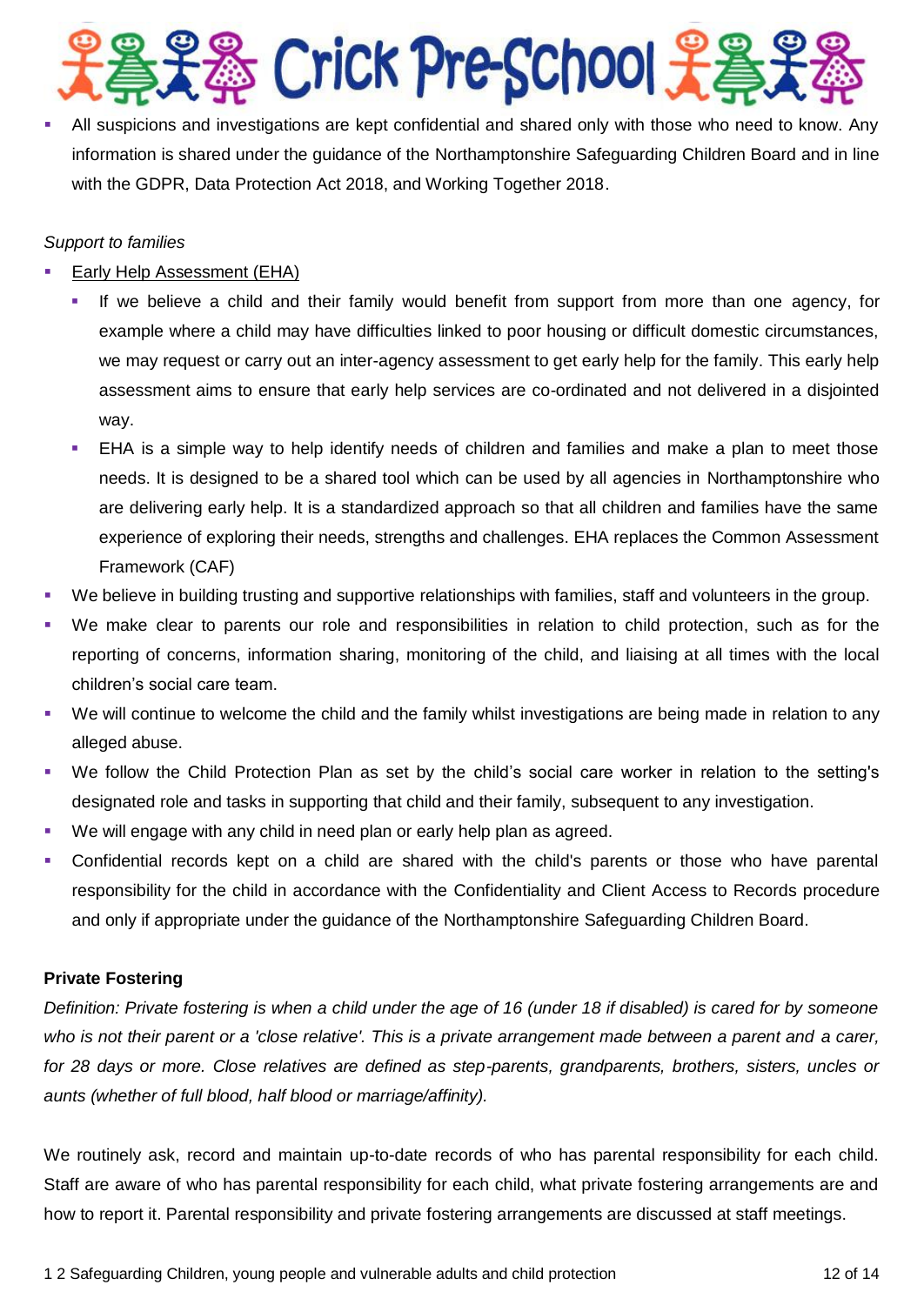- All suspicions and investigations are kept confidential and shared only with those who need to know. Any information is shared under the guidance of the Northamptonshire Safeguarding Children Board and in line with the GDPR, Data Protection Act 2018, and Working Together 2018.

*Support to families*

- Early Help Assessment (EHA)
  - If we believe a child and their family would benefit from support from more than one agency, for example where a child may have difficulties linked to poor housing or difficult domestic circumstances, we may request or carry out an inter-agency assessment to get early help for the family. This early help assessment aims to ensure that early help services are co-ordinated and not delivered in a disjointed way.
  - EHA is a simple way to help identify needs of children and families and make a plan to meet those needs. It is designed to be a shared tool which can be used by all agencies in Northamptonshire who are delivering early help. It is a standardized approach so that all children and families have the same experience of exploring their needs, strengths and challenges. EHA replaces the Common Assessment Framework (CAF)
- We believe in building trusting and supportive relationships with families, staff and volunteers in the group.
- We make clear to parents our role and responsibilities in relation to child protection, such as for the reporting of concerns, information sharing, monitoring of the child, and liaising at all times with the local children's social care team.
- We will continue to welcome the child and the family whilst investigations are being made in relation to any alleged abuse.
- We follow the Child Protection Plan as set by the child's social care worker in relation to the setting's designated role and tasks in supporting that child and their family, subsequent to any investigation.
- We will engage with any child in need plan or early help plan as agreed.
- Confidential records kept on a child are shared with the child's parents or those who have parental responsibility for the child in accordance with the Confidentiality and Client Access to Records procedure and only if appropriate under the guidance of the Northamptonshire Safeguarding Children Board.

**Private Fostering**

*Definition: Private fostering is when a child under the age of 16 (under 18 if disabled) is cared for by someone who is not their parent or a 'close relative'. This is a private arrangement made between a parent and a carer, for 28 days or more. Close relatives are defined as step-parents, grandparents, brothers, sisters, uncles or aunts (whether of full blood, half blood or marriage/affinity).*

We routinely ask, record and maintain up-to-date records of who has parental responsibility for each child. Staff are aware of who has parental responsibility for each child, what private fostering arrangements are and how to report it. Parental responsibility and private fostering arrangements are discussed at staff meetings.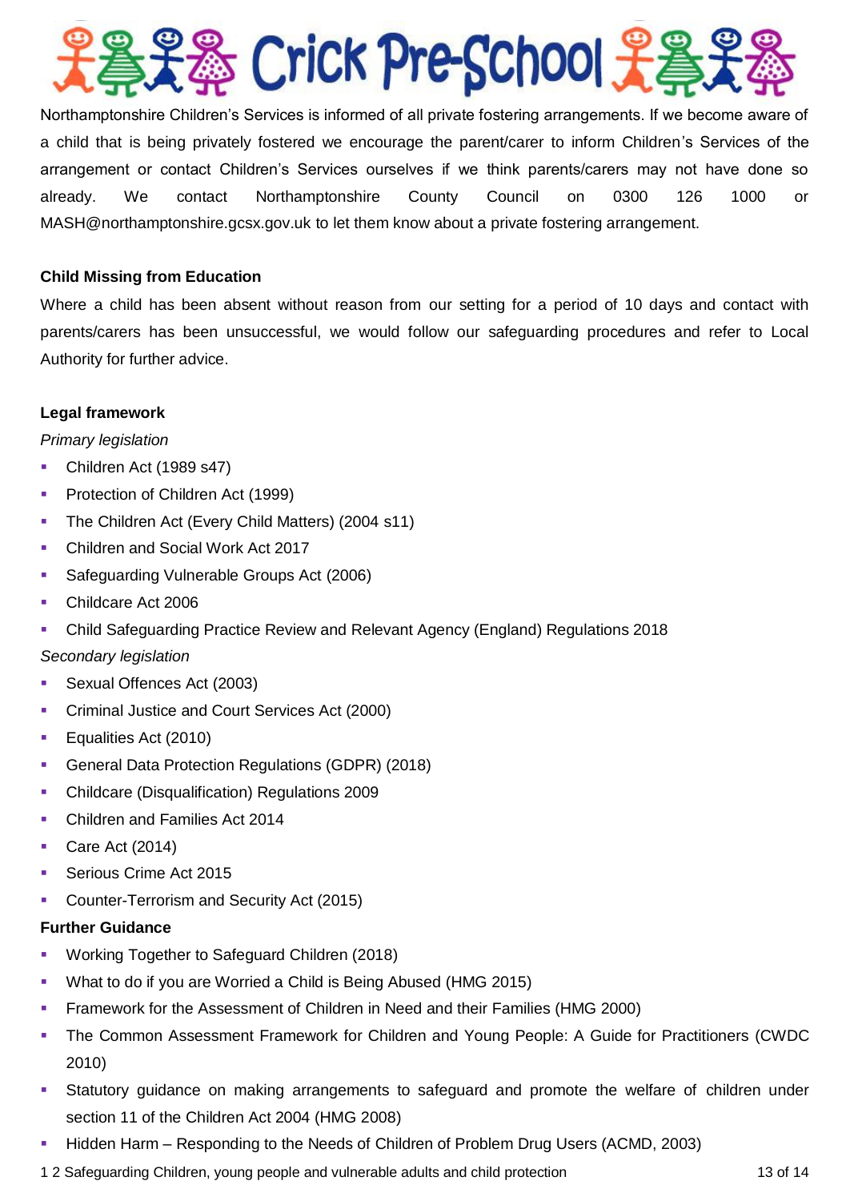Northamptonshire Children's Services is informed of all private fostering arrangements. If we become aware of a child that is being privately fostered we encourage the parent/carer to inform Children's Services of the arrangement or contact Children's Services ourselves if we think parents/carers may not have done so already. We contact Northamptonshire County Council on 0300 126 1000 or MASH@northamptonshire.gcsx.gov.uk to let them know about a private fostering arrangement.

**Child Missing from Education**

Where a child has been absent without reason from our setting for a period of 10 days and contact with parents/carers has been unsuccessful, we would follow our safeguarding procedures and refer to Local Authority for further advice.

**Legal framework**

*Primary legislation*

- Children Act (1989 s47)
- Protection of Children Act (1999)
- The Children Act (Every Child Matters) (2004 s11)
- Children and Social Work Act 2017
- Safeguarding Vulnerable Groups Act (2006)
- Childcare Act 2006
- Child Safeguarding Practice Review and Relevant Agency (England) Regulations 2018

*Secondary legislation*

- Sexual Offences Act (2003)
- Criminal Justice and Court Services Act (2000)
- Equalities Act (2010)
- General Data Protection Regulations (GDPR) (2018)
- Childcare (Disqualification) Regulations 2009
- Children and Families Act 2014
- Care Act (2014)
- Serious Crime Act 2015
- Counter-Terrorism and Security Act (2015)

**Further Guidance**

- Working Together to Safeguard Children (2018)
- What to do if you are Worried a Child is Being Abused (HMG 2015)
- Framework for the Assessment of Children in Need and their Families (HMG 2000)
- The Common Assessment Framework for Children and Young People: A Guide for Practitioners (CWDC 2010)
- Statutory guidance on making arrangements to safeguard and promote the welfare of children under section 11 of the Children Act 2004 (HMG 2008)
- Hidden Harm – Responding to the Needs of Children of Problem Drug Users (ACMD, 2003)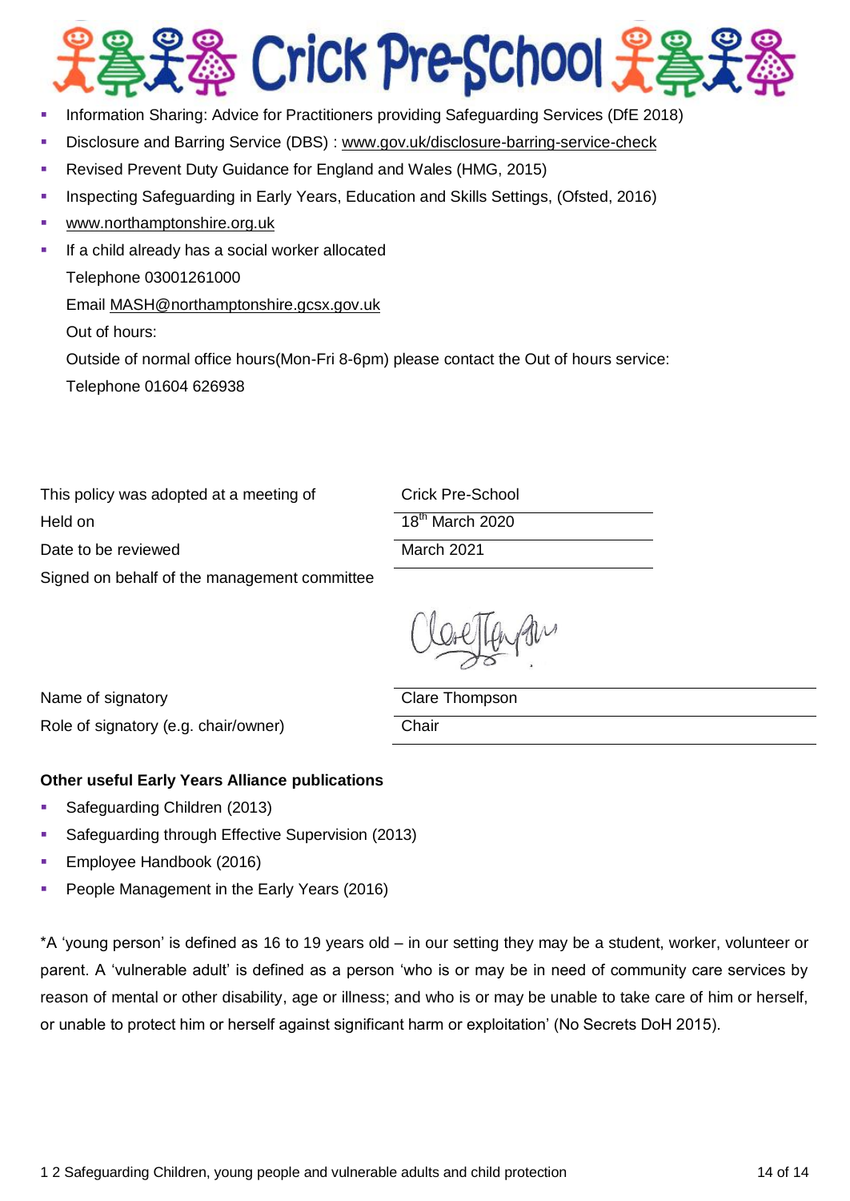- Information Sharing: Advice for Practitioners providing Safeguarding Services (DfE 2018)
- Disclosure and Barring Service (DBS) : www.gov.uk/disclosure-barring-service-check
- Revised Prevent Duty Guidance for England and Wales (HMG, 2015)
- Inspecting Safeguarding in Early Years, Education and Skills Settings, (Ofsted, 2016)
- www.northamptonshire.org.uk
- If a child already has a social worker allocated
  Telephone 03001261000
  Email MASH@northamptonshire.gcsx.gov.uk
  Out of hours:
  Outside of normal office hours(Mon-Fri 8-6pm) please contact the Out of hours service:
  Telephone 01604 626938

| | |
|---|---|
| This policy was adopted at a meeting of | Crick Pre-School |
| Held on | 18th March 2020 |
| Date to be reviewed | March 2021 |
| Signed on behalf of the management committee | |
| Name of signatory | Clare Thompson |
| Role of signatory (e.g. chair/owner) | Chair |

**Other useful Early Years Alliance publications**

- Safeguarding Children (2013)
- Safeguarding through Effective Supervision (2013)
- Employee Handbook (2016)
- People Management in the Early Years (2016)

*A 'young person' is defined as 16 to 19 years old – in our setting they may be a student, worker, volunteer or parent. A 'vulnerable adult' is defined as a person 'who is or may be in need of community care services by reason of mental or other disability, age or illness; and who is or may be unable to take care of him or herself, or unable to protect him or herself against significant harm or exploitation' (No Secrets DoH 2015).